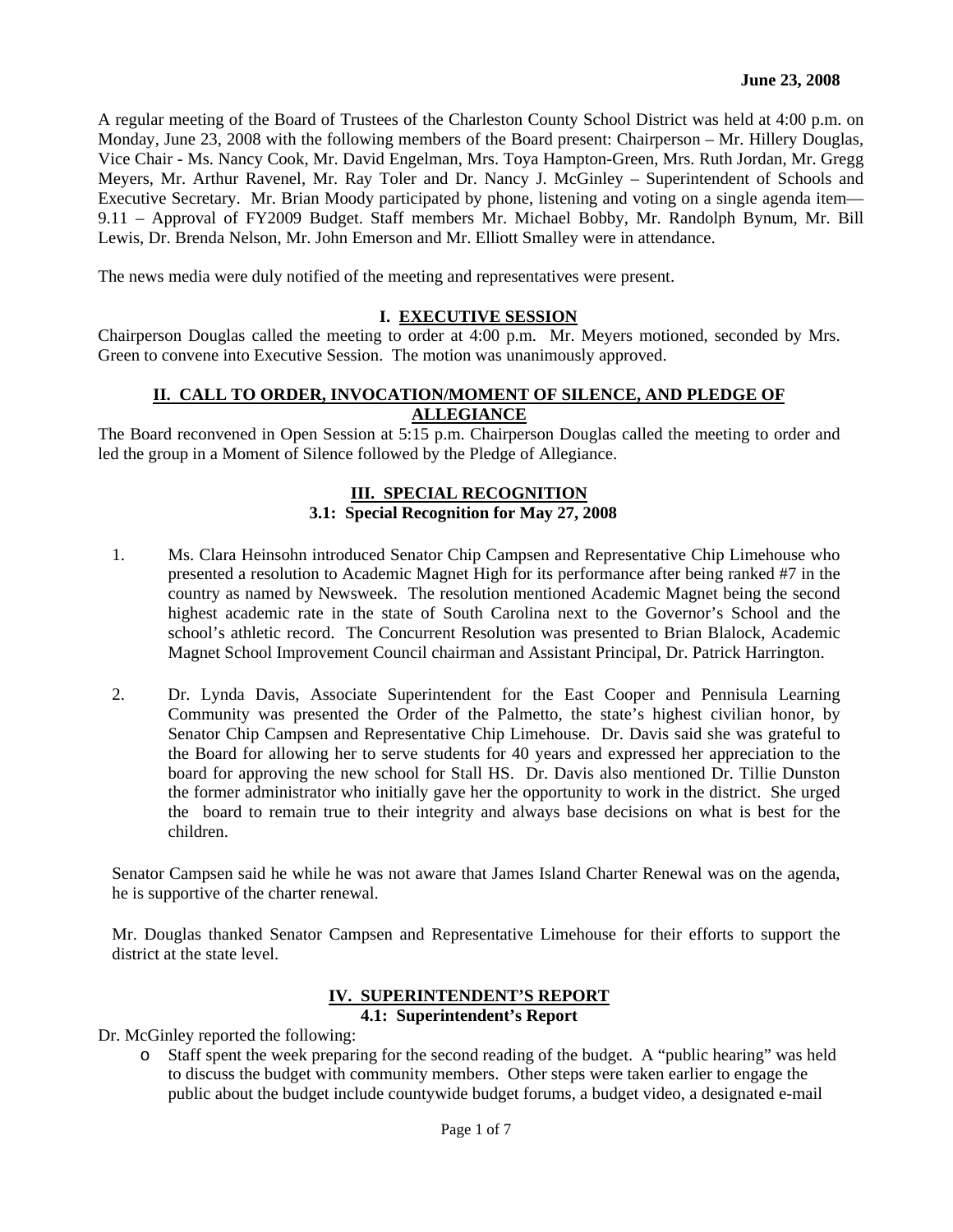**June 23, 2008**

A regular meeting of the Board of Trustees of the Charleston County School District was held at 4:00 p.m. on Monday, June 23, 2008 with the following members of the Board present: Chairperson – Mr. Hillery Douglas, Vice Chair - Ms. Nancy Cook, Mr. David Engelman, Mrs. Toya Hampton-Green, Mrs. Ruth Jordan, Mr. Gregg Meyers, Mr. Arthur Ravenel, Mr. Ray Toler and Dr. Nancy J. McGinley – Superintendent of Schools and Executive Secretary. Mr. Brian Moody participated by phone, listening and voting on a single agenda item— 9.11 – Approval of FY2009 Budget. Staff members Mr. Michael Bobby, Mr. Randolph Bynum, Mr. Bill Lewis, Dr. Brenda Nelson, Mr. John Emerson and Mr. Elliott Smalley were in attendance.

The news media were duly notified of the meeting and representatives were present.

## I. EXECUTIVE SESSION

Chairperson Douglas called the meeting to order at 4:00 p.m. Mr. Meyers motioned, seconded by Mrs. Green to convene into Executive Session. The motion was unanimously approved.

## II. CALL TO ORDER, INVOCATION/MOMENT OF SILENCE, AND PLEDGE OF ALLEGIANCE

The Board reconvened in Open Session at 5:15 p.m. Chairperson Douglas called the meeting to order and led the group in a Moment of Silence followed by the Pledge of Allegiance.

## III. SPECIAL RECOGNITION

### 3.1: Special Recognition for May 27, 2008

1. Ms. Clara Heinsohn introduced Senator Chip Campsen and Representative Chip Limehouse who presented a resolution to Academic Magnet High for its performance after being ranked #7 in the country as named by Newsweek. The resolution mentioned Academic Magnet being the second highest academic rate in the state of South Carolina next to the Governor's School and the school's athletic record. The Concurrent Resolution was presented to Brian Blalock, Academic Magnet School Improvement Council chairman and Assistant Principal, Dr. Patrick Harrington.

2. Dr. Lynda Davis, Associate Superintendent for the East Cooper and Pennisula Learning Community was presented the Order of the Palmetto, the state's highest civilian honor, by Senator Chip Campsen and Representative Chip Limehouse. Dr. Davis said she was grateful to the Board for allowing her to serve students for 40 years and expressed her appreciation to the board for approving the new school for Stall HS. Dr. Davis also mentioned Dr. Tillie Dunston the former administrator who initially gave her the opportunity to work in the district. She urged the board to remain true to their integrity and always base decisions on what is best for the children.

Senator Campsen said he while he was not aware that James Island Charter Renewal was on the agenda, he is supportive of the charter renewal.

Mr. Douglas thanked Senator Campsen and Representative Limehouse for their efforts to support the district at the state level.

## IV. SUPERINTENDENT'S REPORT

### 4.1: Superintendent's Report

Dr. McGinley reported the following:

- Staff spent the week preparing for the second reading of the budget. A "public hearing" was held to discuss the budget with community members. Other steps were taken earlier to engage the public about the budget include countywide budget forums, a budget video, a designated e-mail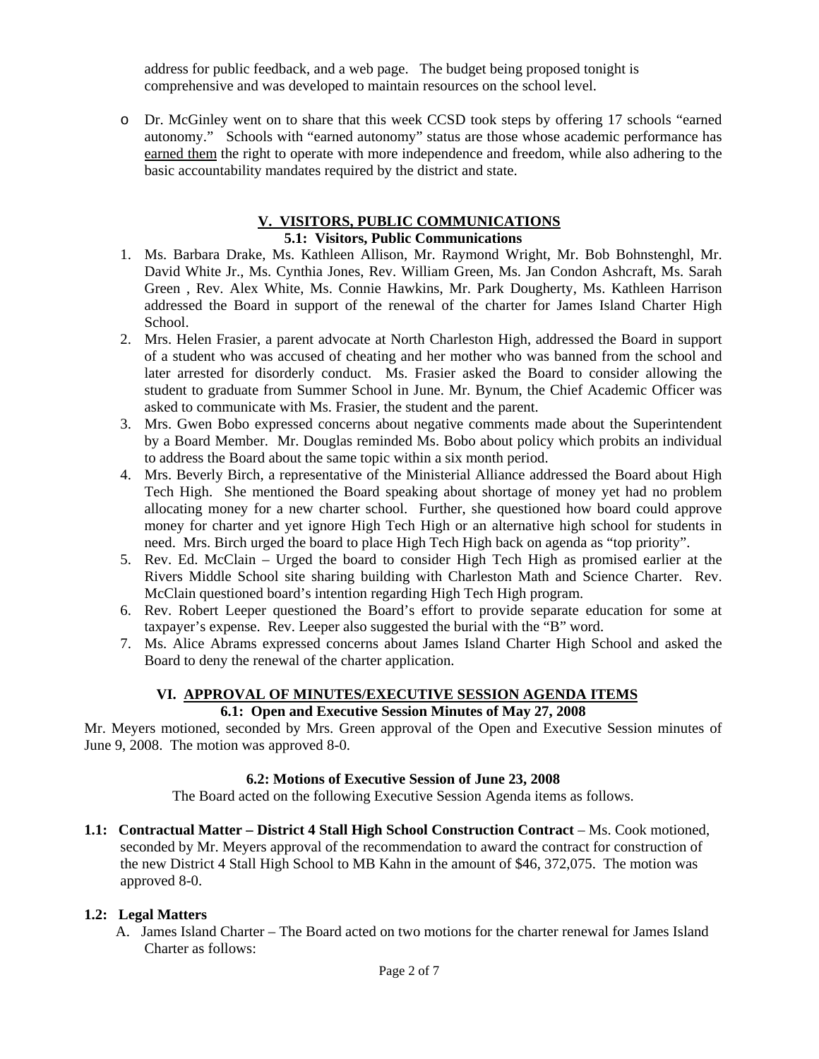address for public feedback, and a web page. The budget being proposed tonight is comprehensive and was developed to maintain resources on the school level.

- Dr. McGinley went on to share that this week CCSD took steps by offering 17 schools "earned autonomy." Schools with "earned autonomy" status are those whose academic performance has earned them the right to operate with more independence and freedom, while also adhering to the basic accountability mandates required by the district and state.

## V. VISITORS, PUBLIC COMMUNICATIONS

### 5.1: Visitors, Public Communications

1. Ms. Barbara Drake, Ms. Kathleen Allison, Mr. Raymond Wright, Mr. Bob Bohnstenghl, Mr. David White Jr., Ms. Cynthia Jones, Rev. William Green, Ms. Jan Condon Ashcraft, Ms. Sarah Green , Rev. Alex White, Ms. Connie Hawkins, Mr. Park Dougherty, Ms. Kathleen Harrison addressed the Board in support of the renewal of the charter for James Island Charter High School.
2. Mrs. Helen Frasier, a parent advocate at North Charleston High, addressed the Board in support of a student who was accused of cheating and her mother who was banned from the school and later arrested for disorderly conduct. Ms. Frasier asked the Board to consider allowing the student to graduate from Summer School in June. Mr. Bynum, the Chief Academic Officer was asked to communicate with Ms. Frasier, the student and the parent.
3. Mrs. Gwen Bobo expressed concerns about negative comments made about the Superintendent by a Board Member. Mr. Douglas reminded Ms. Bobo about policy which probits an individual to address the Board about the same topic within a six month period.
4. Mrs. Beverly Birch, a representative of the Ministerial Alliance addressed the Board about High Tech High. She mentioned the Board speaking about shortage of money yet had no problem allocating money for a new charter school. Further, she questioned how board could approve money for charter and yet ignore High Tech High or an alternative high school for students in need. Mrs. Birch urged the board to place High Tech High back on agenda as "top priority".
5. Rev. Ed. McClain – Urged the board to consider High Tech High as promised earlier at the Rivers Middle School site sharing building with Charleston Math and Science Charter. Rev. McClain questioned board's intention regarding High Tech High program.
6. Rev. Robert Leeper questioned the Board's effort to provide separate education for some at taxpayer's expense. Rev. Leeper also suggested the burial with the "B" word.
7. Ms. Alice Abrams expressed concerns about James Island Charter High School and asked the Board to deny the renewal of the charter application.

## VI. APPROVAL OF MINUTES/EXECUTIVE SESSION AGENDA ITEMS

### 6.1: Open and Executive Session Minutes of May 27, 2008

Mr. Meyers motioned, seconded by Mrs. Green approval of the Open and Executive Session minutes of June 9, 2008. The motion was approved 8-0.

### 6.2: Motions of Executive Session of June 23, 2008

The Board acted on the following Executive Session Agenda items as follows.

**1.1: Contractual Matter – District 4 Stall High School Construction Contract** – Ms. Cook motioned, seconded by Mr. Meyers approval of the recommendation to award the contract for construction of the new District 4 Stall High School to MB Kahn in the amount of $46, 372,075. The motion was approved 8-0.

**1.2: Legal Matters**

A. James Island Charter – The Board acted on two motions for the charter renewal for James Island Charter as follows: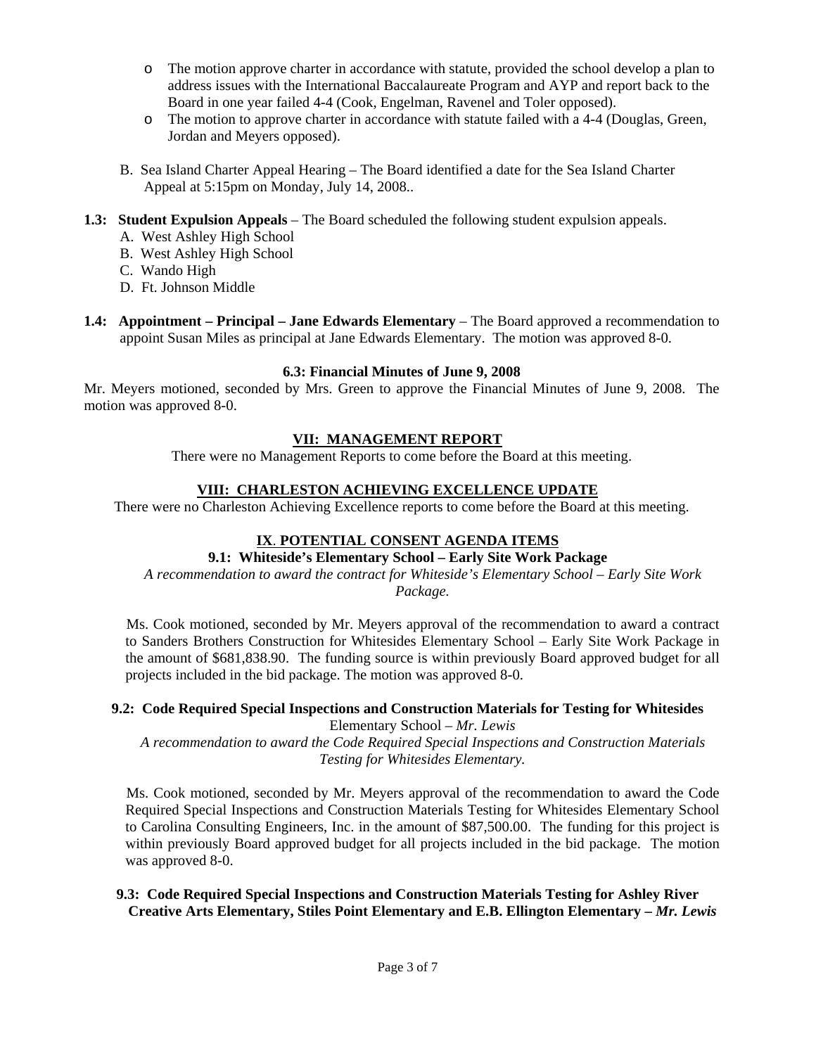- The motion approve charter in accordance with statute, provided the school develop a plan to address issues with the International Baccalaureate Program and AYP and report back to the Board in one year failed 4-4 (Cook, Engelman, Ravenel and Toler opposed).
- The motion to approve charter in accordance with statute failed with a 4-4 (Douglas, Green, Jordan and Meyers opposed).

B. Sea Island Charter Appeal Hearing – The Board identified a date for the Sea Island Charter Appeal at 5:15pm on Monday, July 14, 2008..

**1.3: Student Expulsion Appeals** – The Board scheduled the following student expulsion appeals.

A. West Ashley High School
B. West Ashley High School
C. Wando High
D. Ft. Johnson Middle

**1.4: Appointment – Principal – Jane Edwards Elementary** – The Board approved a recommendation to appoint Susan Miles as principal at Jane Edwards Elementary. The motion was approved 8-0.

**6.3: Financial Minutes of June 9, 2008**

Mr. Meyers motioned, seconded by Mrs. Green to approve the Financial Minutes of June 9, 2008. The motion was approved 8-0.

## VII: MANAGEMENT REPORT

There were no Management Reports to come before the Board at this meeting.

## VIII: CHARLESTON ACHIEVING EXCELLENCE UPDATE

There were no Charleston Achieving Excellence reports to come before the Board at this meeting.

## IX. POTENTIAL CONSENT AGENDA ITEMS

**9.1: Whiteside's Elementary School – Early Site Work Package**

*A recommendation to award the contract for Whiteside's Elementary School – Early Site Work Package.*

Ms. Cook motioned, seconded by Mr. Meyers approval of the recommendation to award a contract to Sanders Brothers Construction for Whitesides Elementary School – Early Site Work Package in the amount of $681,838.90. The funding source is within previously Board approved budget for all projects included in the bid package. The motion was approved 8-0.

**9.2: Code Required Special Inspections and Construction Materials for Testing for Whitesides** Elementary School – *Mr. Lewis*

*A recommendation to award the Code Required Special Inspections and Construction Materials Testing for Whitesides Elementary.*

Ms. Cook motioned, seconded by Mr. Meyers approval of the recommendation to award the Code Required Special Inspections and Construction Materials Testing for Whitesides Elementary School to Carolina Consulting Engineers, Inc. in the amount of $87,500.00. The funding for this project is within previously Board approved budget for all projects included in the bid package. The motion was approved 8-0.

**9.3: Code Required Special Inspections and Construction Materials Testing for Ashley River Creative Arts Elementary, Stiles Point Elementary and E.B. Ellington Elementary –** ***Mr. Lewis***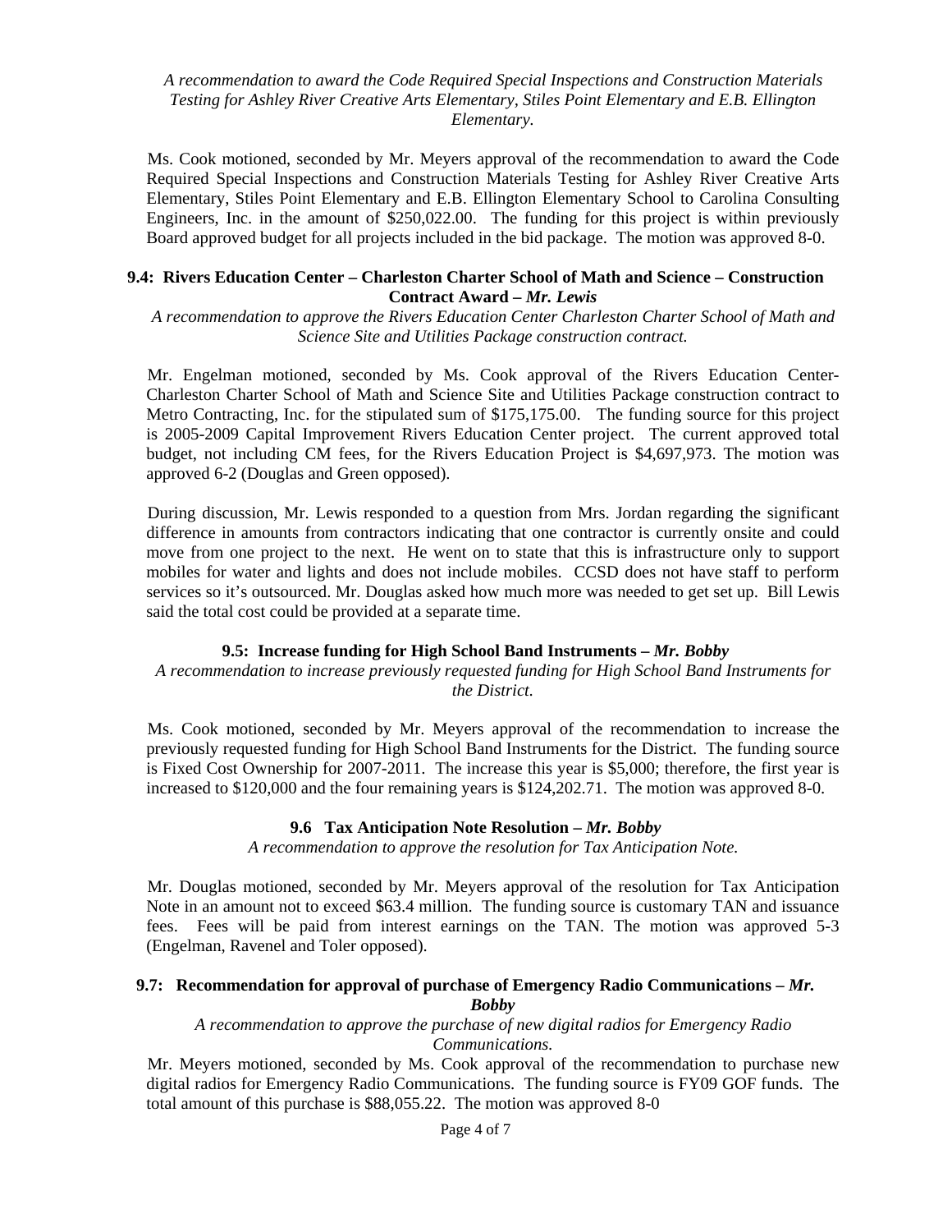*A recommendation to award the Code Required Special Inspections and Construction Materials Testing for Ashley River Creative Arts Elementary, Stiles Point Elementary and E.B. Ellington Elementary.*

Ms. Cook motioned, seconded by Mr. Meyers approval of the recommendation to award the Code Required Special Inspections and Construction Materials Testing for Ashley River Creative Arts Elementary, Stiles Point Elementary and E.B. Ellington Elementary School to Carolina Consulting Engineers, Inc. in the amount of $250,022.00. The funding for this project is within previously Board approved budget for all projects included in the bid package. The motion was approved 8-0.

**9.4: Rivers Education Center – Charleston Charter School of Math and Science – Construction Contract Award – *Mr. Lewis***

*A recommendation to approve the Rivers Education Center Charleston Charter School of Math and Science Site and Utilities Package construction contract.*

Mr. Engelman motioned, seconded by Ms. Cook approval of the Rivers Education Center-Charleston Charter School of Math and Science Site and Utilities Package construction contract to Metro Contracting, Inc. for the stipulated sum of $175,175.00. The funding source for this project is 2005-2009 Capital Improvement Rivers Education Center project. The current approved total budget, not including CM fees, for the Rivers Education Project is $4,697,973. The motion was approved 6-2 (Douglas and Green opposed).

During discussion, Mr. Lewis responded to a question from Mrs. Jordan regarding the significant difference in amounts from contractors indicating that one contractor is currently onsite and could move from one project to the next. He went on to state that this is infrastructure only to support mobiles for water and lights and does not include mobiles. CCSD does not have staff to perform services so it's outsourced. Mr. Douglas asked how much more was needed to get set up. Bill Lewis said the total cost could be provided at a separate time.

**9.5: Increase funding for High School Band Instruments – *Mr. Bobby***

*A recommendation to increase previously requested funding for High School Band Instruments for the District.*

Ms. Cook motioned, seconded by Mr. Meyers approval of the recommendation to increase the previously requested funding for High School Band Instruments for the District. The funding source is Fixed Cost Ownership for 2007-2011. The increase this year is $5,000; therefore, the first year is increased to $120,000 and the four remaining years is $124,202.71. The motion was approved 8-0.

**9.6 Tax Anticipation Note Resolution – *Mr. Bobby***

*A recommendation to approve the resolution for Tax Anticipation Note.*

Mr. Douglas motioned, seconded by Mr. Meyers approval of the resolution for Tax Anticipation Note in an amount not to exceed $63.4 million. The funding source is customary TAN and issuance fees. Fees will be paid from interest earnings on the TAN. The motion was approved 5-3 (Engelman, Ravenel and Toler opposed).

**9.7: Recommendation for approval of purchase of Emergency Radio Communications – *Mr. Bobby***

*A recommendation to approve the purchase of new digital radios for Emergency Radio Communications.*

Mr. Meyers motioned, seconded by Ms. Cook approval of the recommendation to purchase new digital radios for Emergency Radio Communications. The funding source is FY09 GOF funds. The total amount of this purchase is $88,055.22. The motion was approved 8-0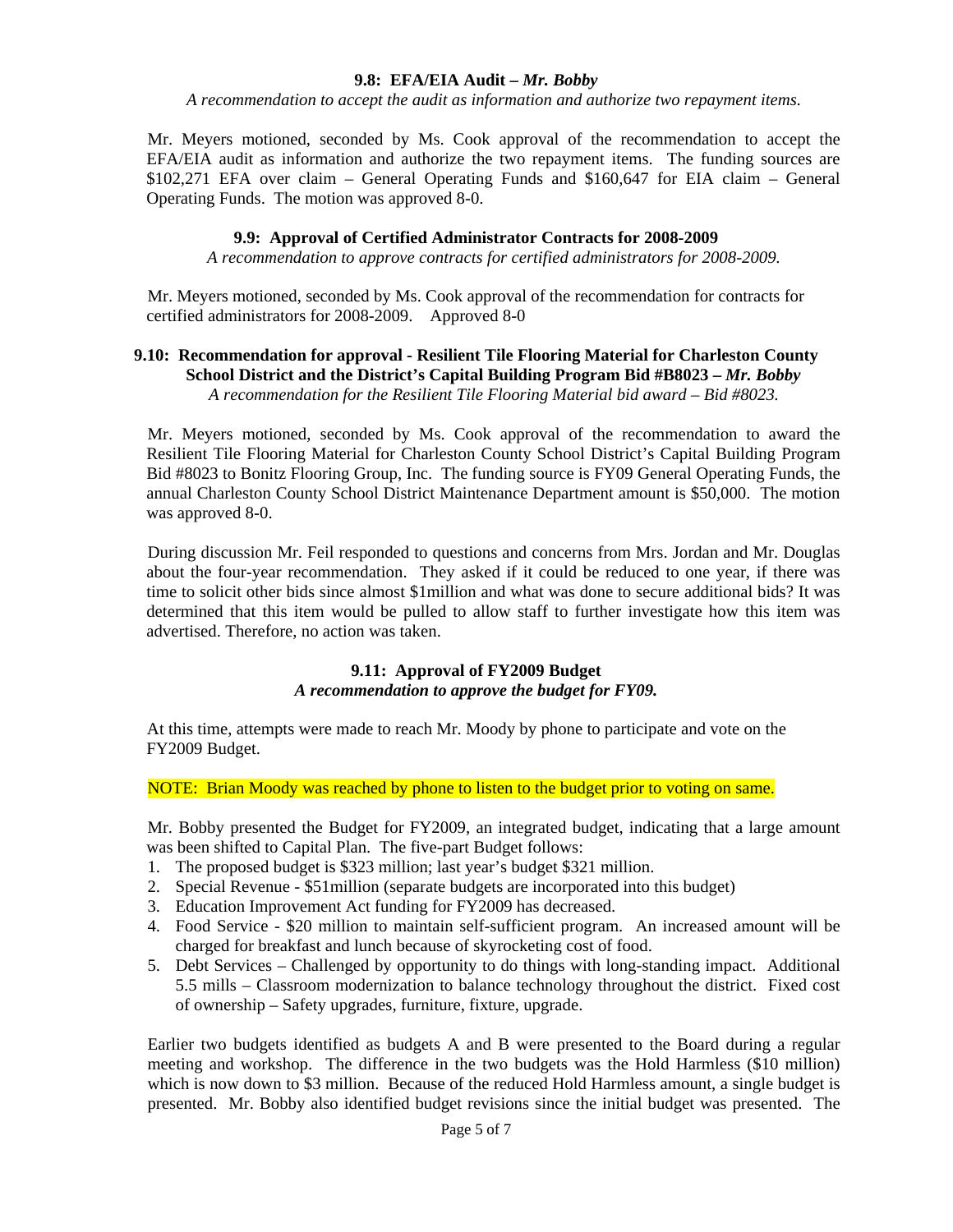**9.8: EFA/EIA Audit – *Mr. Bobby***

*A recommendation to accept the audit as information and authorize two repayment items.*

Mr. Meyers motioned, seconded by Ms. Cook approval of the recommendation to accept the EFA/EIA audit as information and authorize the two repayment items. The funding sources are $102,271 EFA over claim – General Operating Funds and $160,647 for EIA claim – General Operating Funds. The motion was approved 8-0.

**9.9: Approval of Certified Administrator Contracts for 2008-2009**

*A recommendation to approve contracts for certified administrators for 2008-2009.*

Mr. Meyers motioned, seconded by Ms. Cook approval of the recommendation for contracts for certified administrators for 2008-2009. Approved 8-0

**9.10: Recommendation for approval - Resilient Tile Flooring Material for Charleston County School District and the District's Capital Building Program Bid #B8023 – *Mr. Bobby***

*A recommendation for the Resilient Tile Flooring Material bid award – Bid #8023.*

Mr. Meyers motioned, seconded by Ms. Cook approval of the recommendation to award the Resilient Tile Flooring Material for Charleston County School District's Capital Building Program Bid #8023 to Bonitz Flooring Group, Inc. The funding source is FY09 General Operating Funds, the annual Charleston County School District Maintenance Department amount is $50,000. The motion was approved 8-0.

During discussion Mr. Feil responded to questions and concerns from Mrs. Jordan and Mr. Douglas about the four-year recommendation. They asked if it could be reduced to one year, if there was time to solicit other bids since almost $1million and what was done to secure additional bids? It was determined that this item would be pulled to allow staff to further investigate how this item was advertised. Therefore, no action was taken.

**9.11: Approval of FY2009 Budget**

***A recommendation to approve the budget for FY09.***

At this time, attempts were made to reach Mr. Moody by phone to participate and vote on the FY2009 Budget.

NOTE: Brian Moody was reached by phone to listen to the budget prior to voting on same.

Mr. Bobby presented the Budget for FY2009, an integrated budget, indicating that a large amount was been shifted to Capital Plan. The five-part Budget follows:

1. The proposed budget is $323 million; last year's budget $321 million.
2. Special Revenue - $51million (separate budgets are incorporated into this budget)
3. Education Improvement Act funding for FY2009 has decreased.
4. Food Service - $20 million to maintain self-sufficient program. An increased amount will be charged for breakfast and lunch because of skyrocketing cost of food.
5. Debt Services – Challenged by opportunity to do things with long-standing impact. Additional 5.5 mills – Classroom modernization to balance technology throughout the district. Fixed cost of ownership – Safety upgrades, furniture, fixture, upgrade.

Earlier two budgets identified as budgets A and B were presented to the Board during a regular meeting and workshop. The difference in the two budgets was the Hold Harmless ($10 million) which is now down to $3 million. Because of the reduced Hold Harmless amount, a single budget is presented. Mr. Bobby also identified budget revisions since the initial budget was presented. The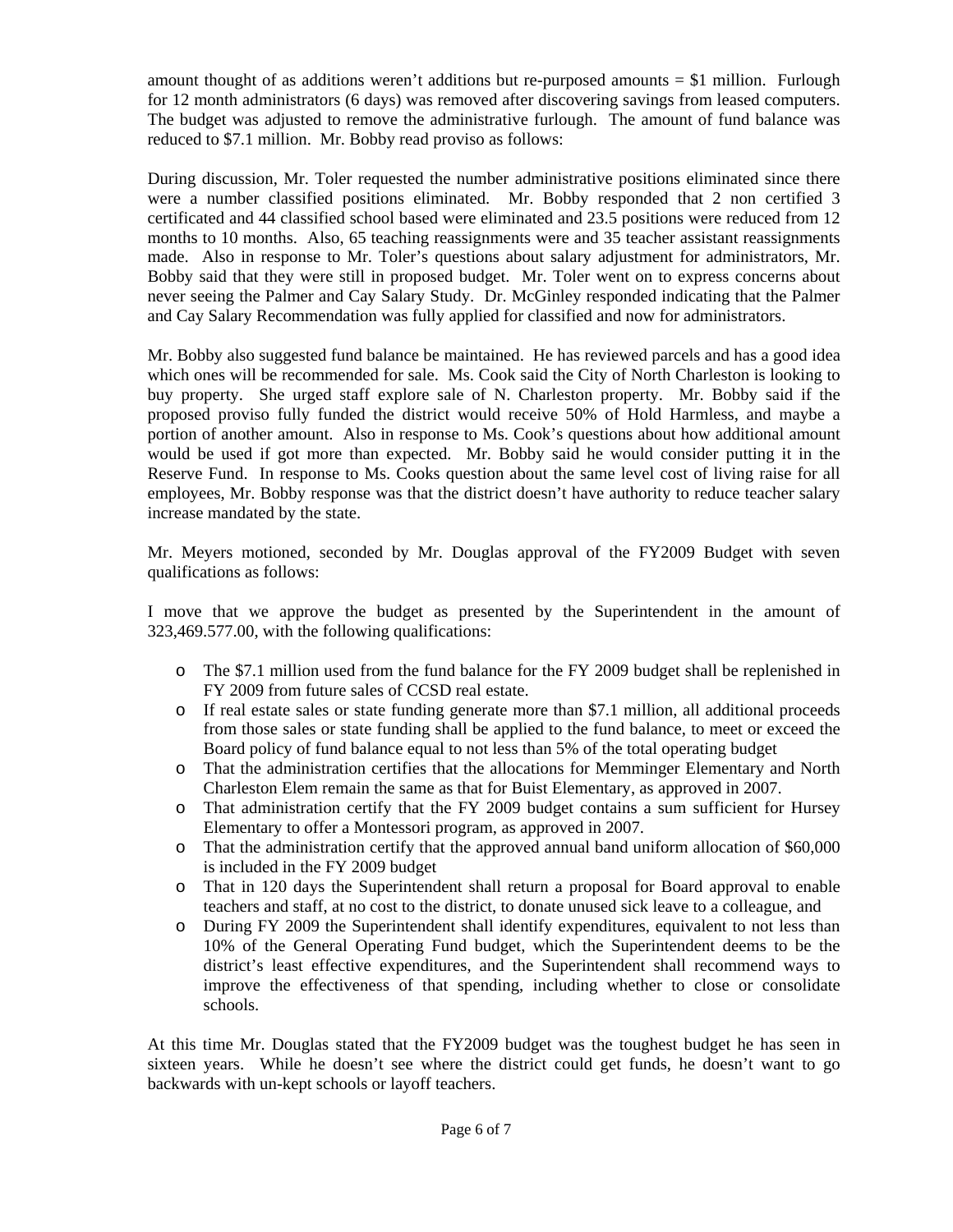amount thought of as additions weren't additions but re-purposed amounts = $1 million. Furlough for 12 month administrators (6 days) was removed after discovering savings from leased computers. The budget was adjusted to remove the administrative furlough. The amount of fund balance was reduced to $7.1 million. Mr. Bobby read proviso as follows:

During discussion, Mr. Toler requested the number administrative positions eliminated since there were a number classified positions eliminated. Mr. Bobby responded that 2 non certified 3 certificated and 44 classified school based were eliminated and 23.5 positions were reduced from 12 months to 10 months. Also, 65 teaching reassignments were and 35 teacher assistant reassignments made. Also in response to Mr. Toler's questions about salary adjustment for administrators, Mr. Bobby said that they were still in proposed budget. Mr. Toler went on to express concerns about never seeing the Palmer and Cay Salary Study. Dr. McGinley responded indicating that the Palmer and Cay Salary Recommendation was fully applied for classified and now for administrators.

Mr. Bobby also suggested fund balance be maintained. He has reviewed parcels and has a good idea which ones will be recommended for sale. Ms. Cook said the City of North Charleston is looking to buy property. She urged staff explore sale of N. Charleston property. Mr. Bobby said if the proposed proviso fully funded the district would receive 50% of Hold Harmless, and maybe a portion of another amount. Also in response to Ms. Cook's questions about how additional amount would be used if got more than expected. Mr. Bobby said he would consider putting it in the Reserve Fund. In response to Ms. Cooks question about the same level cost of living raise for all employees, Mr. Bobby response was that the district doesn't have authority to reduce teacher salary increase mandated by the state.

Mr. Meyers motioned, seconded by Mr. Douglas approval of the FY2009 Budget with seven qualifications as follows:

I move that we approve the budget as presented by the Superintendent in the amount of 323,469.577.00, with the following qualifications:

- The $7.1 million used from the fund balance for the FY 2009 budget shall be replenished in FY 2009 from future sales of CCSD real estate.
- If real estate sales or state funding generate more than $7.1 million, all additional proceeds from those sales or state funding shall be applied to the fund balance, to meet or exceed the Board policy of fund balance equal to not less than 5% of the total operating budget
- That the administration certifies that the allocations for Memminger Elementary and North Charleston Elem remain the same as that for Buist Elementary, as approved in 2007.
- That administration certify that the FY 2009 budget contains a sum sufficient for Hursey Elementary to offer a Montessori program, as approved in 2007.
- That the administration certify that the approved annual band uniform allocation of $60,000 is included in the FY 2009 budget
- That in 120 days the Superintendent shall return a proposal for Board approval to enable teachers and staff, at no cost to the district, to donate unused sick leave to a colleague, and
- During FY 2009 the Superintendent shall identify expenditures, equivalent to not less than 10% of the General Operating Fund budget, which the Superintendent deems to be the district's least effective expenditures, and the Superintendent shall recommend ways to improve the effectiveness of that spending, including whether to close or consolidate schools.

At this time Mr. Douglas stated that the FY2009 budget was the toughest budget he has seen in sixteen years. While he doesn't see where the district could get funds, he doesn't want to go backwards with un-kept schools or layoff teachers.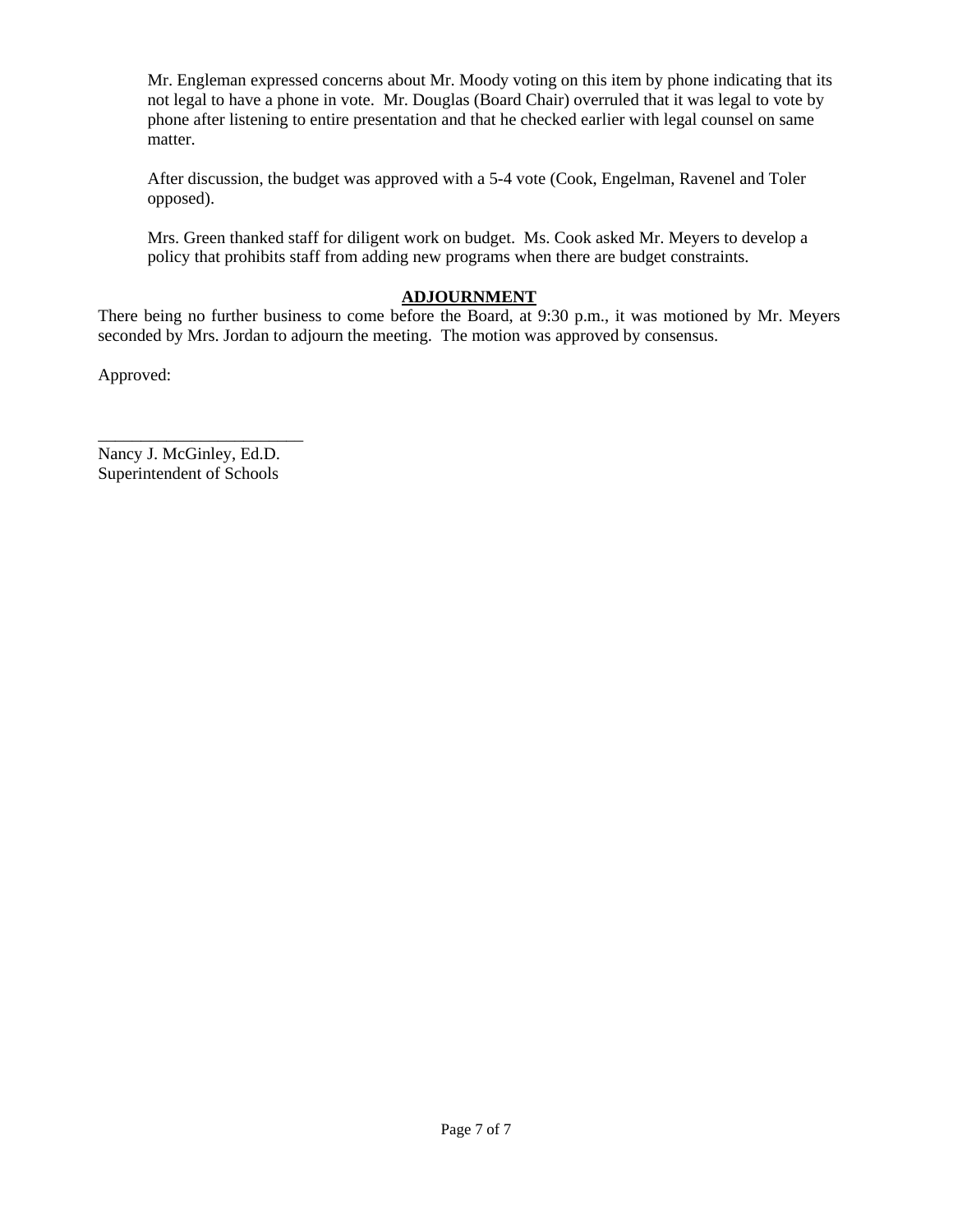Mr. Engleman expressed concerns about Mr. Moody voting on this item by phone indicating that its not legal to have a phone in vote. Mr. Douglas (Board Chair) overruled that it was legal to vote by phone after listening to entire presentation and that he checked earlier with legal counsel on same matter.

After discussion, the budget was approved with a 5-4 vote (Cook, Engelman, Ravenel and Toler opposed).

Mrs. Green thanked staff for diligent work on budget. Ms. Cook asked Mr. Meyers to develop a policy that prohibits staff from adding new programs when there are budget constraints.

## ADJOURNMENT

There being no further business to come before the Board, at 9:30 p.m., it was motioned by Mr. Meyers seconded by Mrs. Jordan to adjourn the meeting. The motion was approved by consensus.

Approved:

\_\_\_\_\_\_\_\_\_\_\_\_\_\_\_\_\_\_\_\_\_\_\_\_\_

Nancy J. McGinley, Ed.D.
Superintendent of Schools